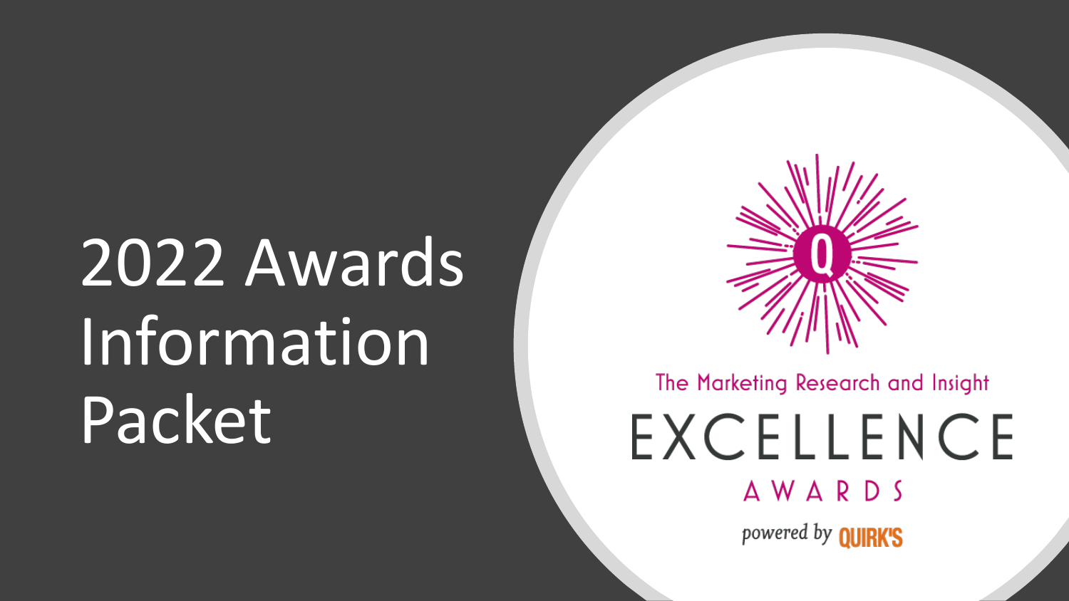# 2022 Awards Information Packet

The Marketing Research and Insight

EXCELLENCE

AWARDS

*powered by* QUIRK'S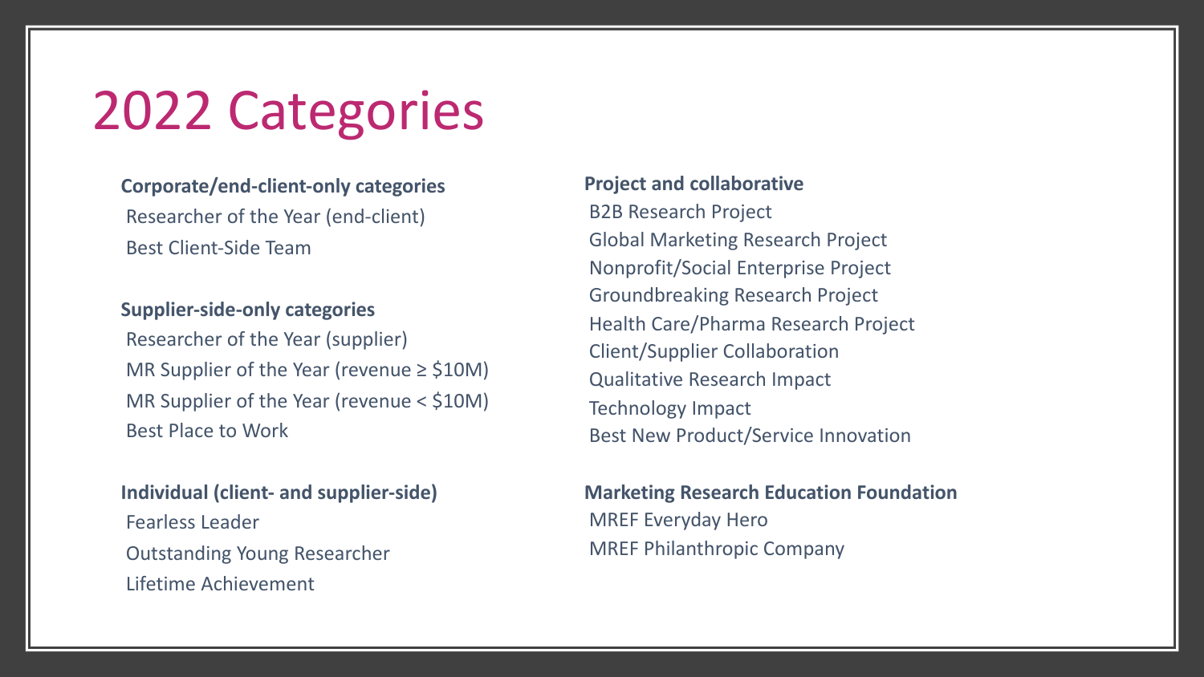# 2022 Categories

**Corporate/end-client-only categories**

Researcher of the Year (end-client)
Best Client-Side Team

**Supplier-side-only categories**

Researcher of the Year (supplier)
MR Supplier of the Year (revenue ≥ $10M)
MR Supplier of the Year (revenue < $10M)
Best Place to Work

**Individual (client- and supplier-side)**

Fearless Leader
Outstanding Young Researcher
Lifetime Achievement

**Project and collaborative**

B2B Research Project
Global Marketing Research Project
Nonprofit/Social Enterprise Project
Groundbreaking Research Project
Health Care/Pharma Research Project
Client/Supplier Collaboration
Qualitative Research Impact
Technology Impact
Best New Product/Service Innovation

**Marketing Research Education Foundation**

MREF Everyday Hero
MREF Philanthropic Company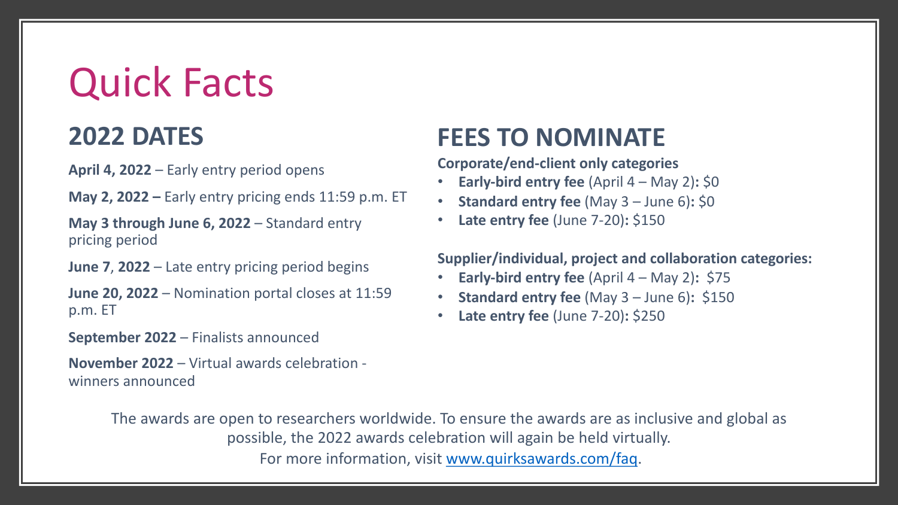# Quick Facts

## 2022 DATES

**April 4, 2022** – Early entry period opens

**May 2, 2022 –** Early entry pricing ends 11:59 p.m. ET

**May 3 through June 6, 2022** – Standard entry pricing period

**June 7**, **2022** – Late entry pricing period begins

**June 20, 2022** – Nomination portal closes at 11:59 p.m. ET

**September 2022** – Finalists announced

**November 2022** – Virtual awards celebration - winners announced

## FEES TO NOMINATE

**Corporate/end-client only categories**

- **Early-bird entry fee** (April 4 – May 2)**:** $0
- **Standard entry fee** (May 3 – June 6)**:** $0
- **Late entry fee** (June 7-20)**:** $150

**Supplier/individual, project and collaboration categories:**

- **Early-bird entry fee** (April 4 – May 2)**:** $75
- **Standard entry fee** (May 3 – June 6)**:** $150
- **Late entry fee** (June 7-20)**:** $250

The awards are open to researchers worldwide. To ensure the awards are as inclusive and global as possible, the 2022 awards celebration will again be held virtually.

For more information, visit [www.quirksawards.com/faq](www.quirksawards.com/faq).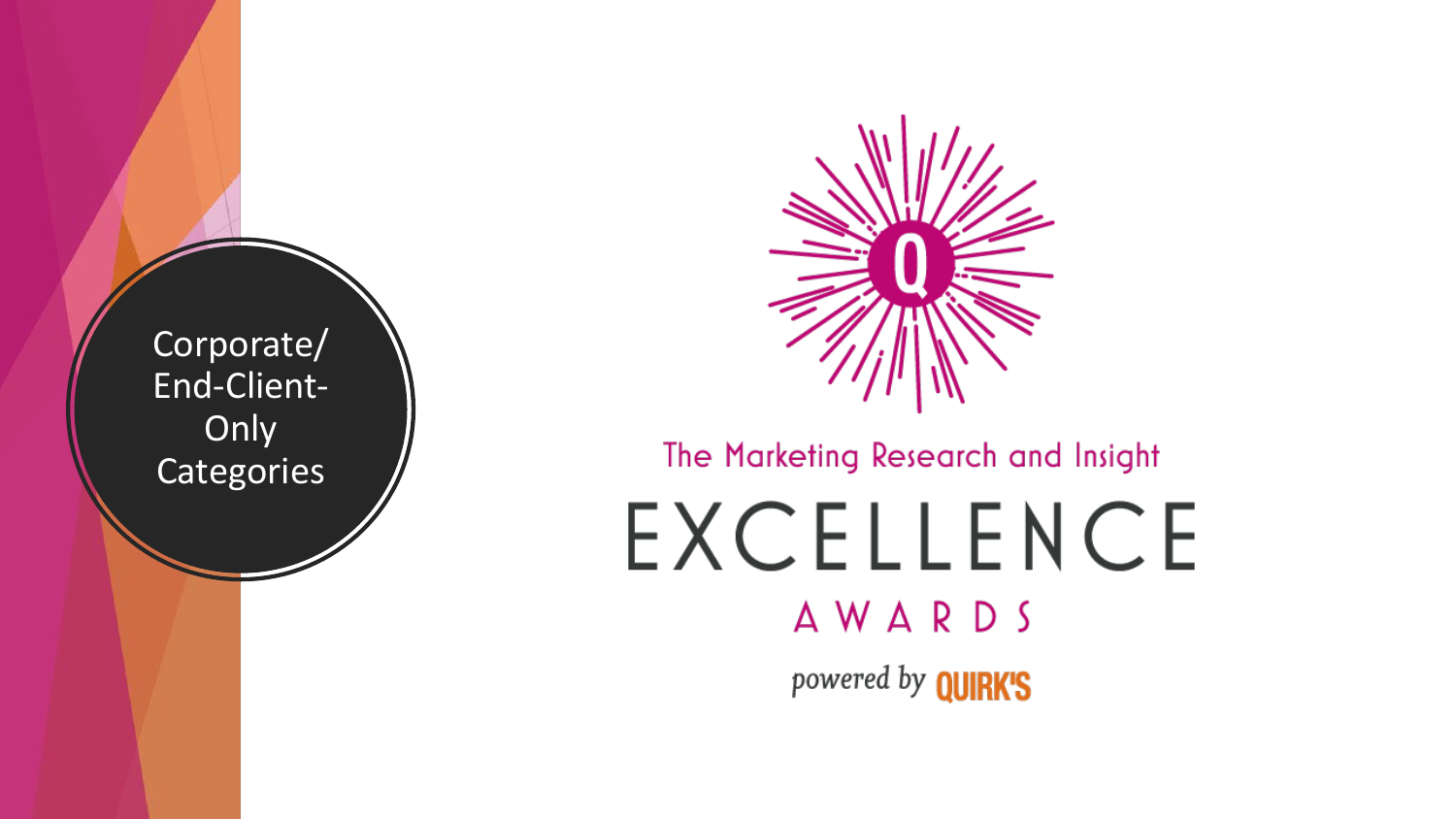# Corporate/ End-Client-Only Categories

The Marketing Research and Insight

EXCELLENCE

AWARDS

powered by QUIRK'S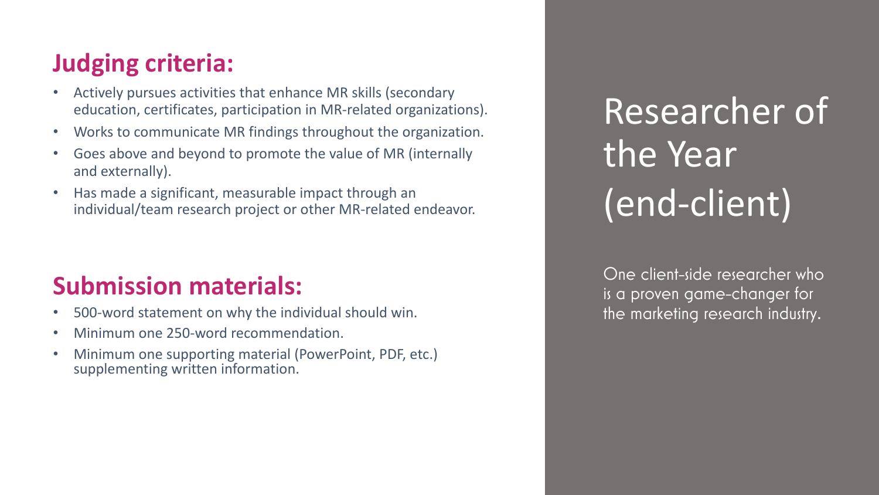# Researcher of the Year (end-client)

One client-side researcher who is a proven game-changer for the marketing research industry.

## Judging criteria:

- Actively pursues activities that enhance MR skills (secondary education, certificates, participation in MR-related organizations).
- Works to communicate MR findings throughout the organization.
- Goes above and beyond to promote the value of MR (internally and externally).
- Has made a significant, measurable impact through an individual/team research project or other MR-related endeavor.

## Submission materials:

- 500-word statement on why the individual should win.
- Minimum one 250-word recommendation.
- Minimum one supporting material (PowerPoint, PDF, etc.) supplementing written information.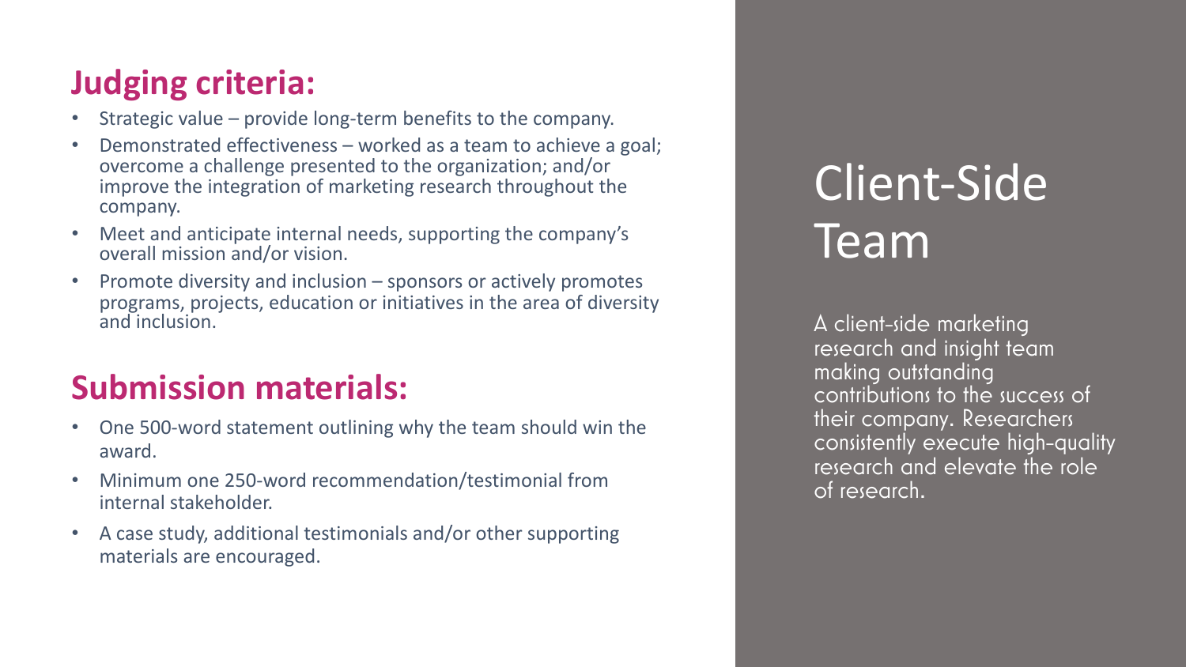# Client-Side Team

A client-side marketing research and insight team making outstanding contributions to the success of their company. Researchers consistently execute high-quality research and elevate the role of research.

## Judging criteria:

- Strategic value – provide long-term benefits to the company.
- Demonstrated effectiveness – worked as a team to achieve a goal; overcome a challenge presented to the organization; and/or improve the integration of marketing research throughout the company.
- Meet and anticipate internal needs, supporting the company's overall mission and/or vision.
- Promote diversity and inclusion – sponsors or actively promotes programs, projects, education or initiatives in the area of diversity and inclusion.

## Submission materials:

- One 500-word statement outlining why the team should win the award.
- Minimum one 250-word recommendation/testimonial from internal stakeholder.
- A case study, additional testimonials and/or other supporting materials are encouraged.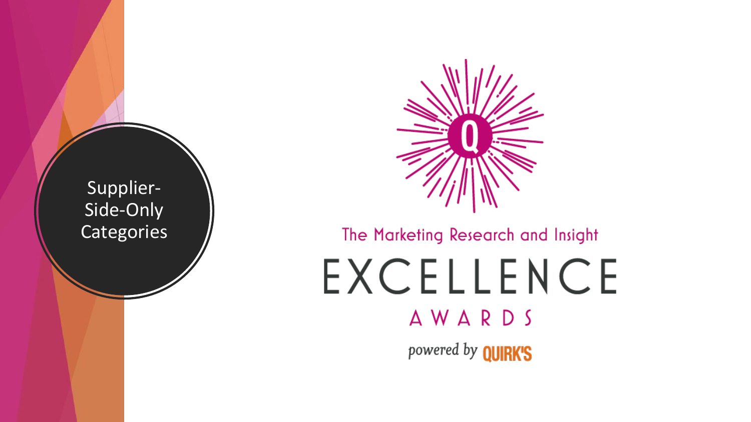# Supplier-Side-Only Categories

The Marketing Research and Insight

EXCELLENCE

AWARDS

powered by QUIRK'S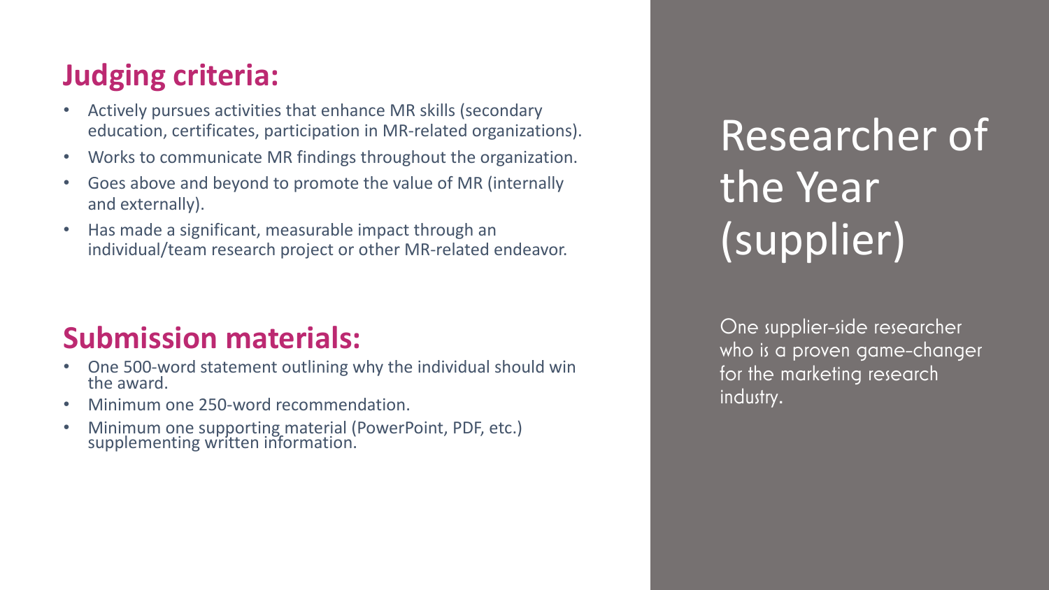# Researcher of the Year (supplier)

One supplier-side researcher who is a proven game-changer for the marketing research industry.

## Judging criteria:

- Actively pursues activities that enhance MR skills (secondary education, certificates, participation in MR-related organizations).
- Works to communicate MR findings throughout the organization.
- Goes above and beyond to promote the value of MR (internally and externally).
- Has made a significant, measurable impact through an individual/team research project or other MR-related endeavor.

## Submission materials:

- One 500-word statement outlining why the individual should win the award.
- Minimum one 250-word recommendation.
- Minimum one supporting material (PowerPoint, PDF, etc.) supplementing written information.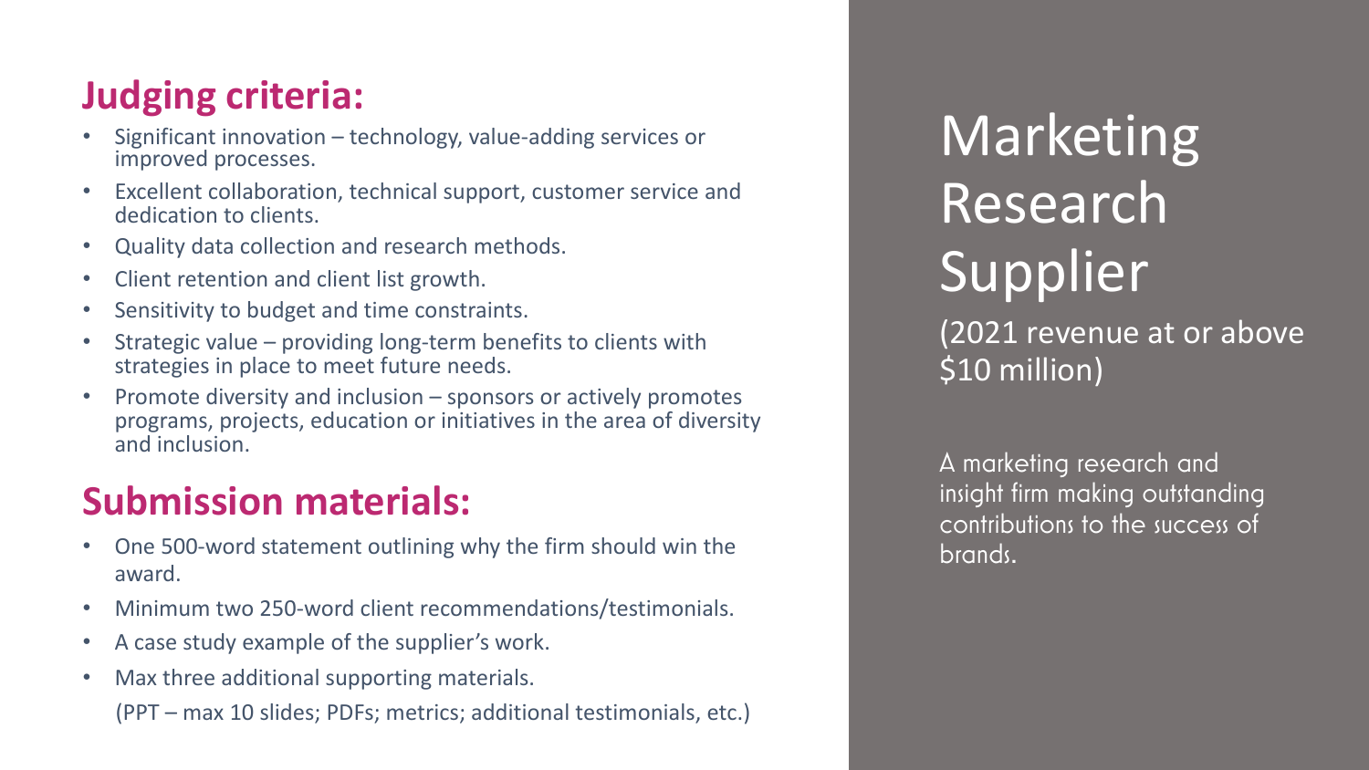# Marketing Research Supplier

(2021 revenue at or above $10 million)

A marketing research and insight firm making outstanding contributions to the success of brands.

## Judging criteria:

- Significant innovation – technology, value-adding services or improved processes.
- Excellent collaboration, technical support, customer service and dedication to clients.
- Quality data collection and research methods.
- Client retention and client list growth.
- Sensitivity to budget and time constraints.
- Strategic value – providing long-term benefits to clients with strategies in place to meet future needs.
- Promote diversity and inclusion – sponsors or actively promotes programs, projects, education or initiatives in the area of diversity and inclusion.

## Submission materials:

- One 500-word statement outlining why the firm should win the award.
- Minimum two 250-word client recommendations/testimonials.
- A case study example of the supplier's work.
- Max three additional supporting materials.

  (PPT – max 10 slides; PDFs; metrics; additional testimonials, etc.)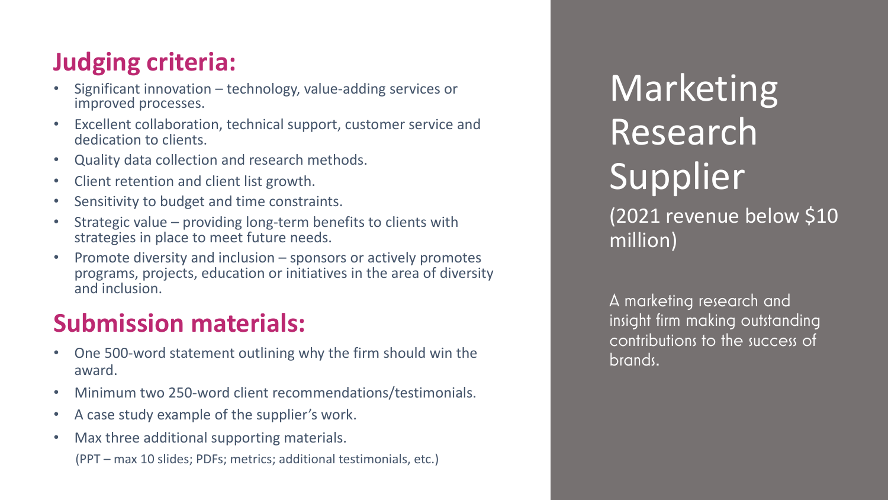# Marketing Research Supplier

(2021 revenue below $10 million)

A marketing research and insight firm making outstanding contributions to the success of brands.

## Judging criteria:

- Significant innovation – technology, value-adding services or improved processes.
- Excellent collaboration, technical support, customer service and dedication to clients.
- Quality data collection and research methods.
- Client retention and client list growth.
- Sensitivity to budget and time constraints.
- Strategic value – providing long-term benefits to clients with strategies in place to meet future needs.
- Promote diversity and inclusion – sponsors or actively promotes programs, projects, education or initiatives in the area of diversity and inclusion.

## Submission materials:

- One 500-word statement outlining why the firm should win the award.
- Minimum two 250-word client recommendations/testimonials.
- A case study example of the supplier's work.
- Max three additional supporting materials.

  (PPT – max 10 slides; PDFs; metrics; additional testimonials, etc.)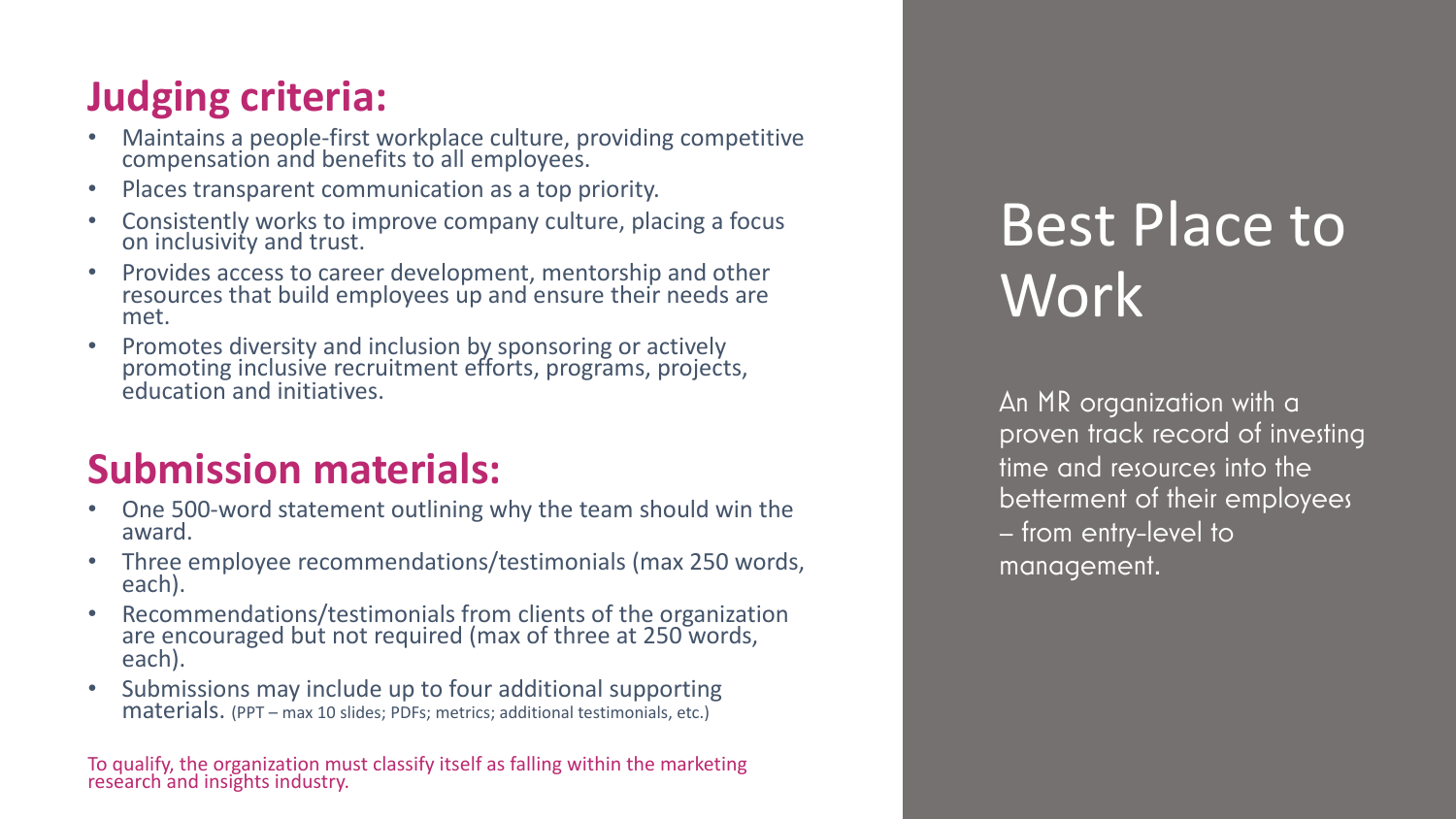# Best Place to Work

An MR organization with a proven track record of investing time and resources into the betterment of their employees – from entry-level to management.

## Judging criteria:

- Maintains a people-first workplace culture, providing competitive compensation and benefits to all employees.
- Places transparent communication as a top priority.
- Consistently works to improve company culture, placing a focus on inclusivity and trust.
- Provides access to career development, mentorship and other resources that build employees up and ensure their needs are met.
- Promotes diversity and inclusion by sponsoring or actively promoting inclusive recruitment efforts, programs, projects, education and initiatives.

## Submission materials:

- One 500-word statement outlining why the team should win the award.
- Three employee recommendations/testimonials (max 250 words, each).
- Recommendations/testimonials from clients of the organization are encouraged but not required (max of three at 250 words, each).
- Submissions may include up to four additional supporting materials. (PPT – max 10 slides; PDFs; metrics; additional testimonials, etc.)

To qualify, the organization must classify itself as falling within the marketing research and insights industry.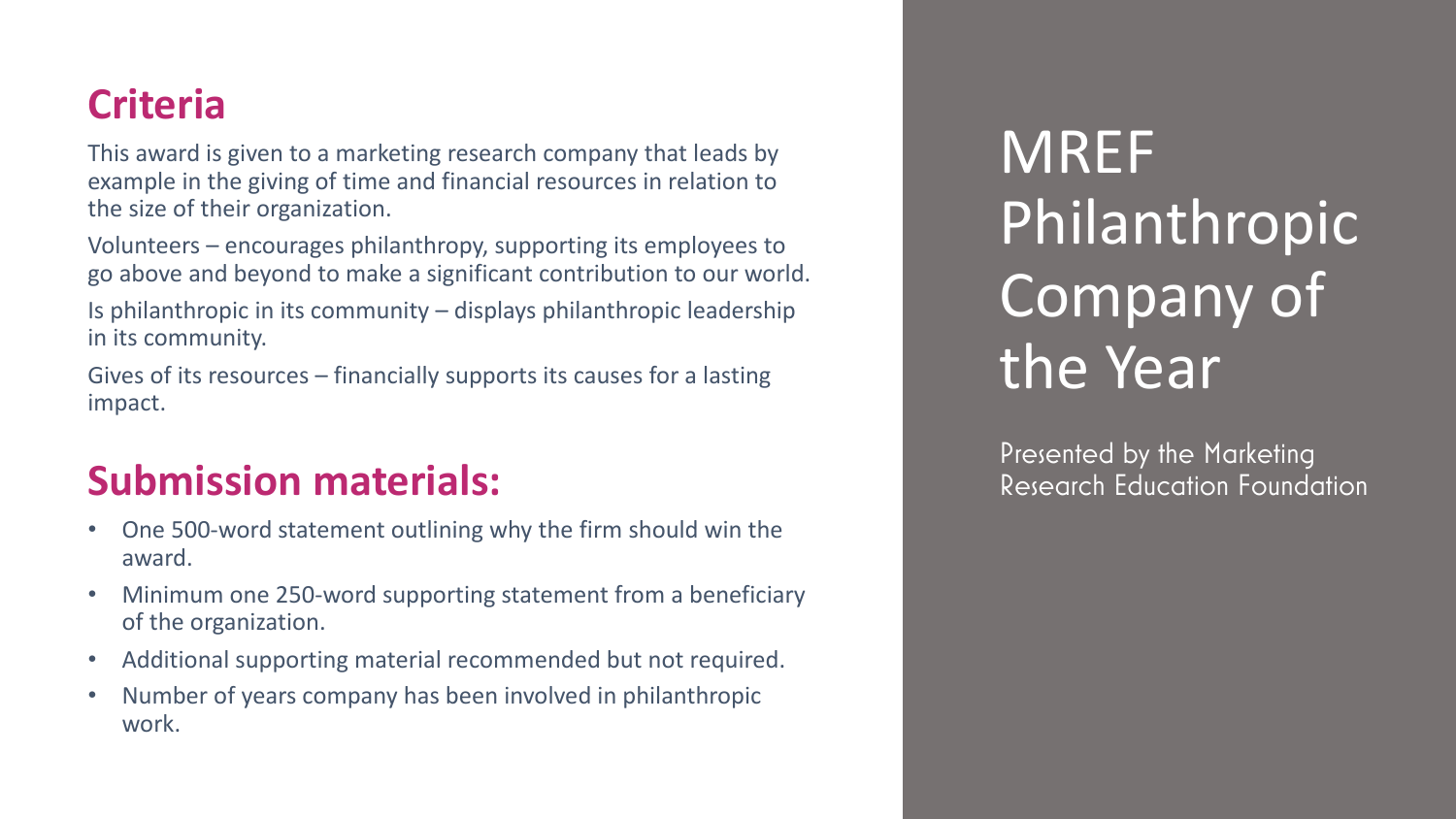# MREF Philanthropic Company of the Year

Presented by the Marketing Research Education Foundation

## Criteria

This award is given to a marketing research company that leads by example in the giving of time and financial resources in relation to the size of their organization.

Volunteers – encourages philanthropy, supporting its employees to go above and beyond to make a significant contribution to our world.

Is philanthropic in its community – displays philanthropic leadership in its community.

Gives of its resources – financially supports its causes for a lasting impact.

## Submission materials:

- One 500-word statement outlining why the firm should win the award.
- Minimum one 250-word supporting statement from a beneficiary of the organization.
- Additional supporting material recommended but not required.
- Number of years company has been involved in philanthropic work.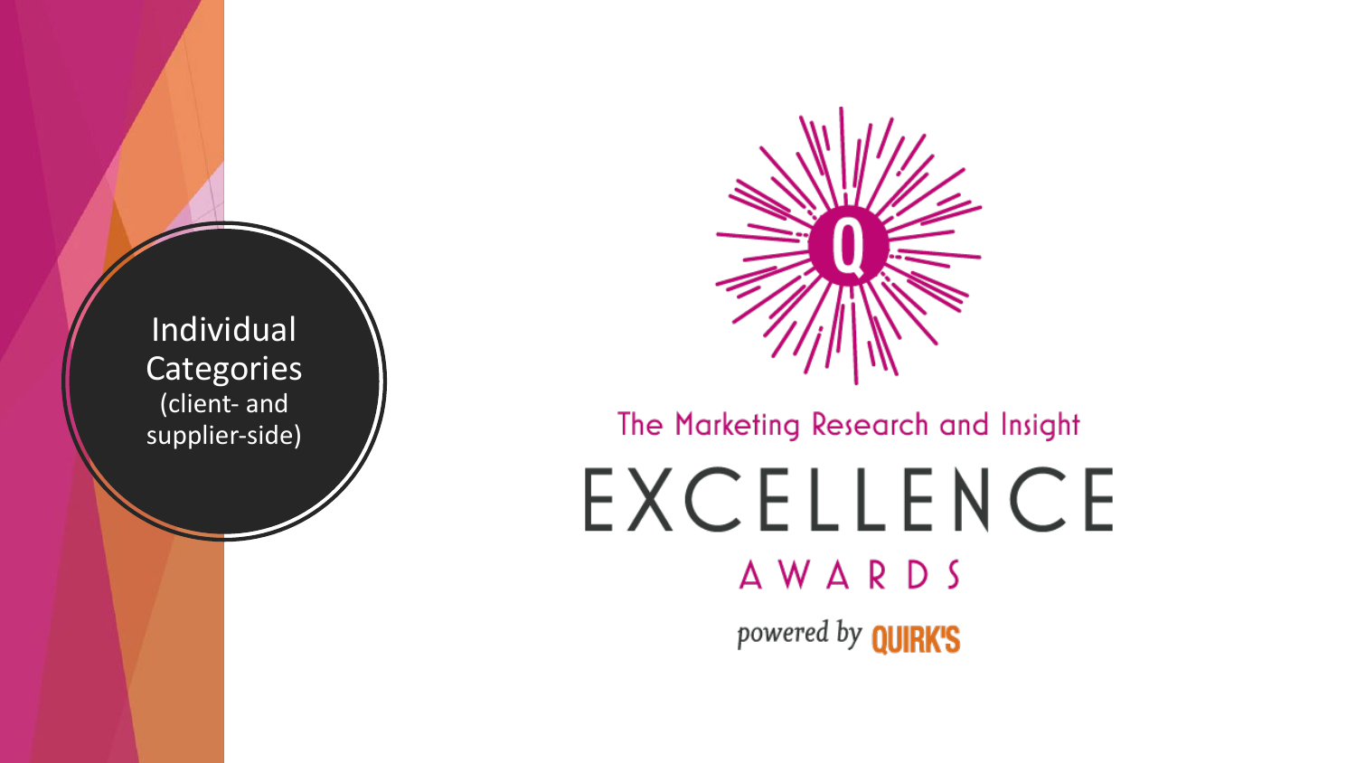# Individual Categories

(client- and supplier-side)

The Marketing Research and Insight

EXCELLENCE

AWARDS

powered by QUIRK'S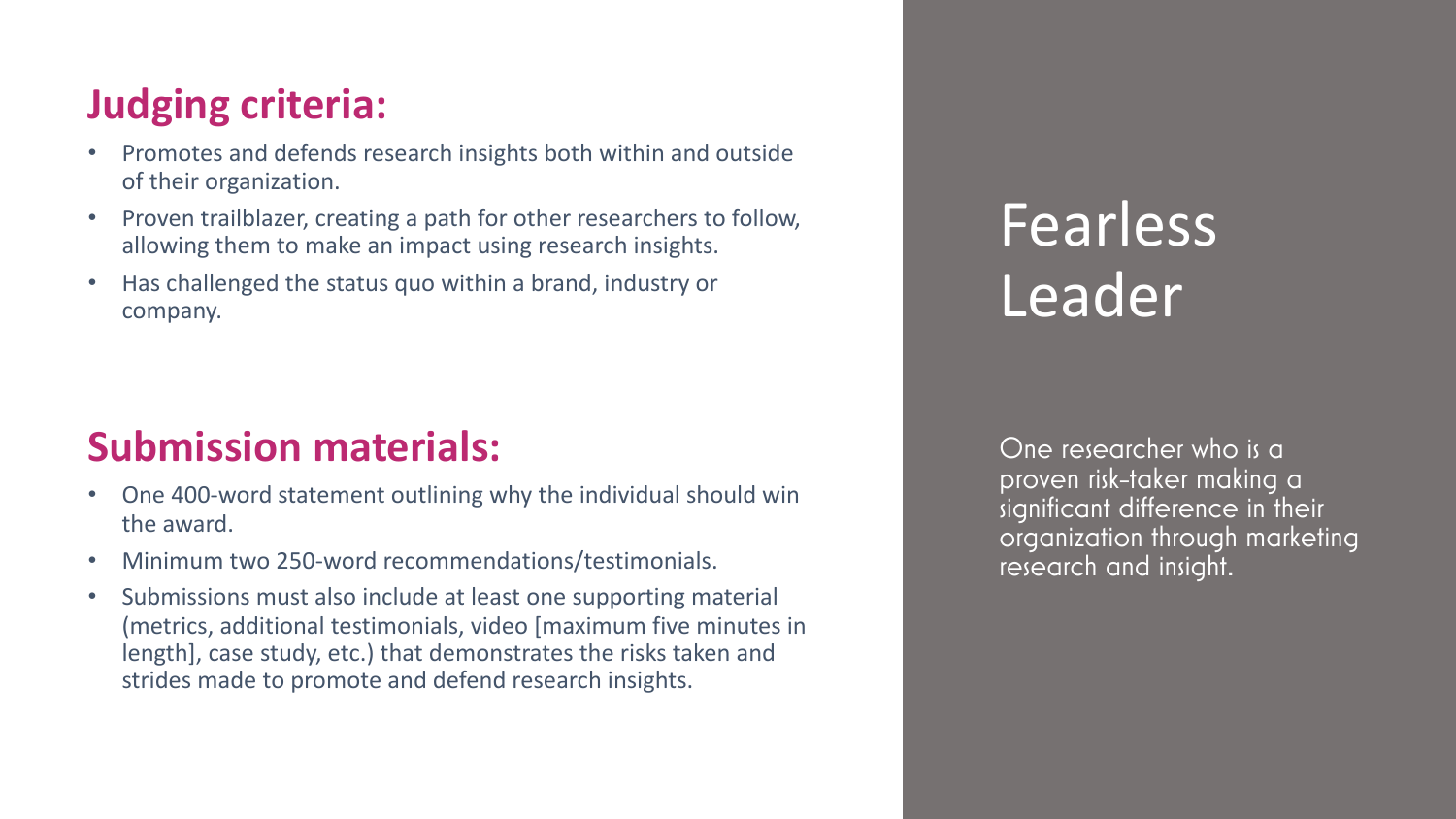# Fearless Leader

One researcher who is a proven risk-taker making a significant difference in their organization through marketing research and insight.

## Judging criteria:

- Promotes and defends research insights both within and outside of their organization.
- Proven trailblazer, creating a path for other researchers to follow, allowing them to make an impact using research insights.
- Has challenged the status quo within a brand, industry or company.

## Submission materials:

- One 400-word statement outlining why the individual should win the award.
- Minimum two 250-word recommendations/testimonials.
- Submissions must also include at least one supporting material (metrics, additional testimonials, video [maximum five minutes in length], case study, etc.) that demonstrates the risks taken and strides made to promote and defend research insights.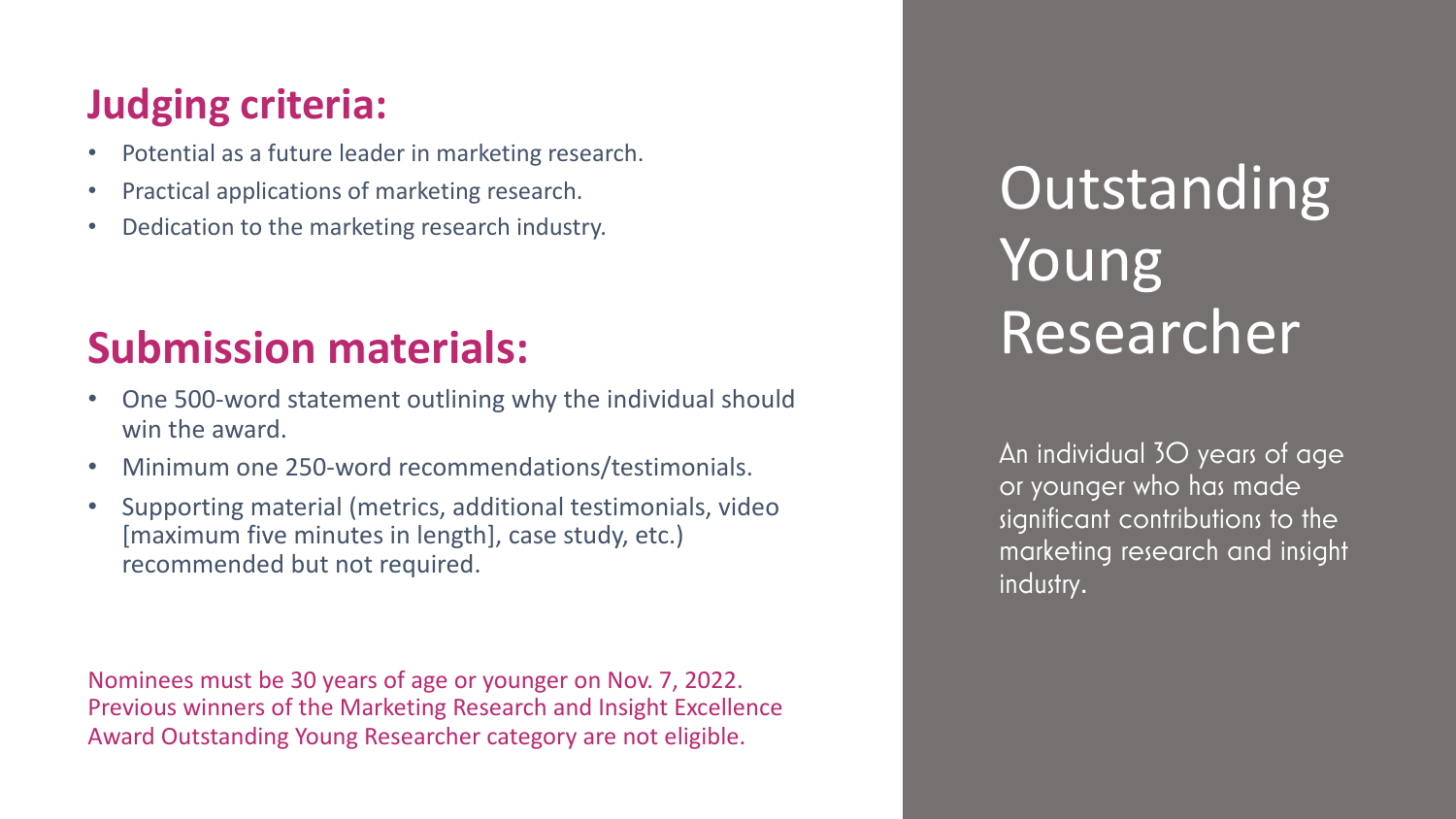# Outstanding Young Researcher

An individual 30 years of age or younger who has made significant contributions to the marketing research and insight industry.

## Judging criteria:

- Potential as a future leader in marketing research.
- Practical applications of marketing research.
- Dedication to the marketing research industry.

## Submission materials:

- One 500-word statement outlining why the individual should win the award.
- Minimum one 250-word recommendations/testimonials.
- Supporting material (metrics, additional testimonials, video [maximum five minutes in length], case study, etc.) recommended but not required.

Nominees must be 30 years of age or younger on Nov. 7, 2022. Previous winners of the Marketing Research and Insight Excellence Award Outstanding Young Researcher category are not eligible.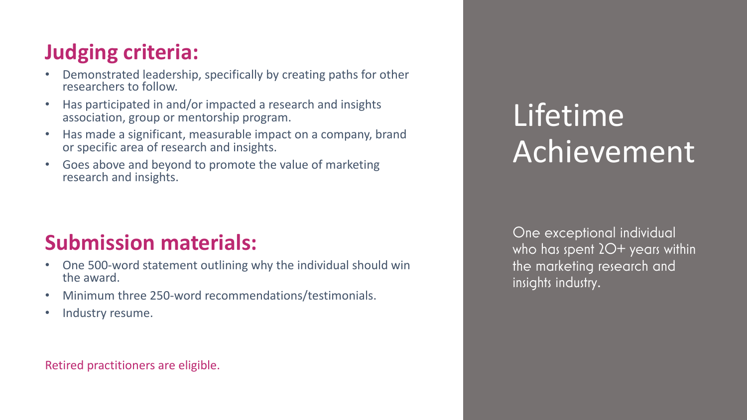# Lifetime Achievement

One exceptional individual who has spent 20+ years within the marketing research and insights industry.

## Judging criteria:

- Demonstrated leadership, specifically by creating paths for other researchers to follow.
- Has participated in and/or impacted a research and insights association, group or mentorship program.
- Has made a significant, measurable impact on a company, brand or specific area of research and insights.
- Goes above and beyond to promote the value of marketing research and insights.

## Submission materials:

- One 500-word statement outlining why the individual should win the award.
- Minimum three 250-word recommendations/testimonials.
- Industry resume.

Retired practitioners are eligible.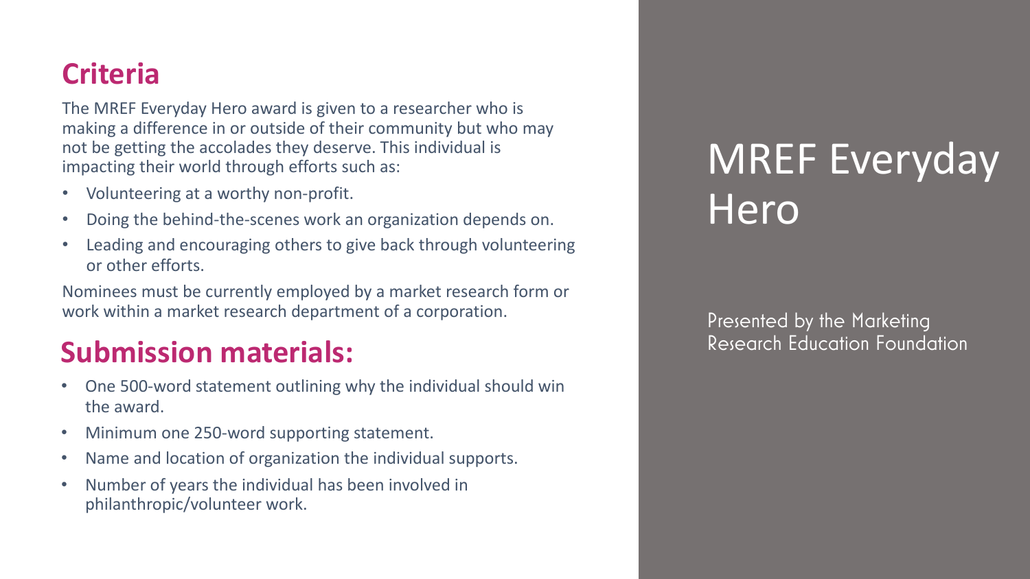# MREF Everyday Hero

Presented by the Marketing Research Education Foundation

## Criteria

The MREF Everyday Hero award is given to a researcher who is making a difference in or outside of their community but who may not be getting the accolades they deserve. This individual is impacting their world through efforts such as:

- Volunteering at a worthy non-profit.
- Doing the behind-the-scenes work an organization depends on.
- Leading and encouraging others to give back through volunteering or other efforts.

Nominees must be currently employed by a market research form or work within a market research department of a corporation.

## Submission materials:

- One 500-word statement outlining why the individual should win the award.
- Minimum one 250-word supporting statement.
- Name and location of organization the individual supports.
- Number of years the individual has been involved in philanthropic/volunteer work.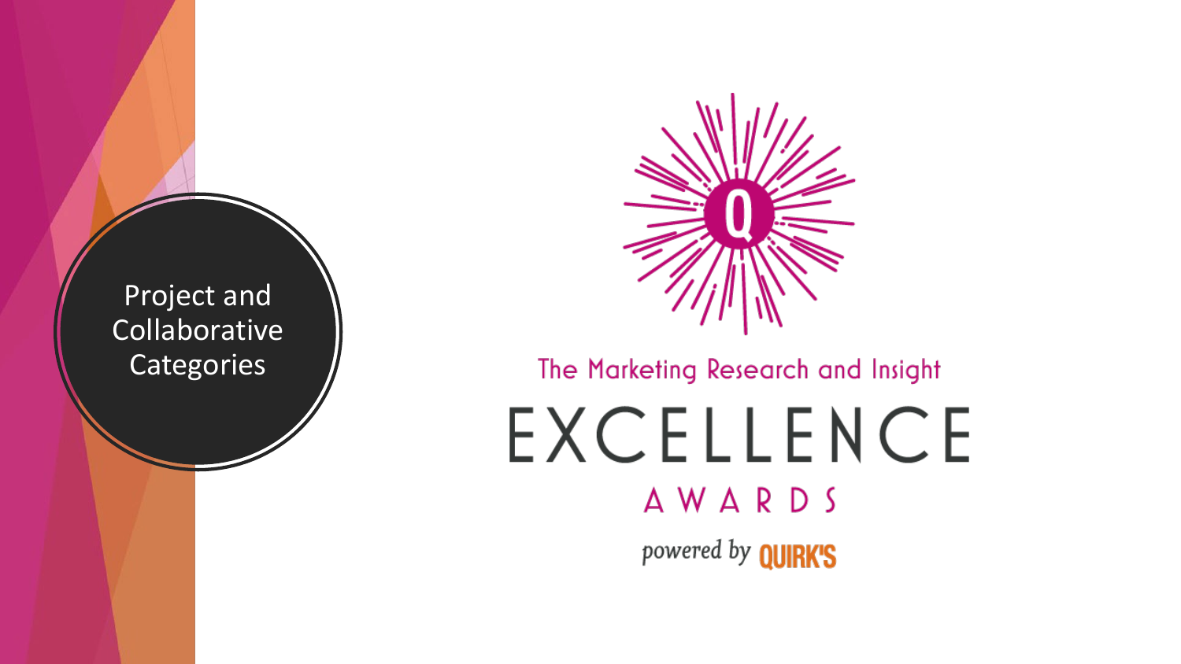# Project and Collaborative Categories

The Marketing Research and Insight

EXCELLENCE

AWARDS

powered by QUIRK'S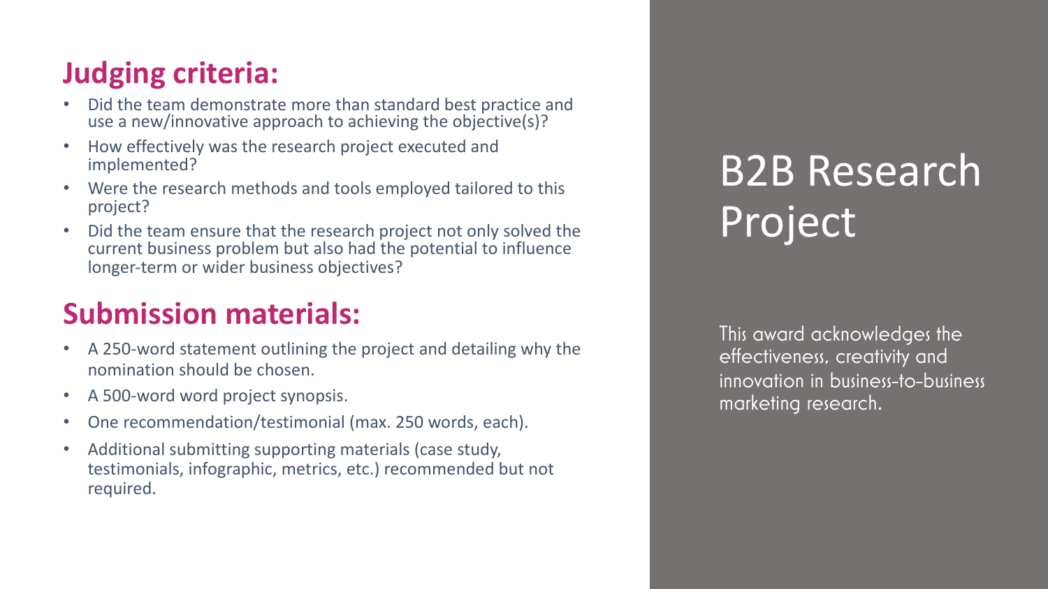# B2B Research Project

This award acknowledges the effectiveness, creativity and innovation in business-to-business marketing research.

## Judging criteria:

- Did the team demonstrate more than standard best practice and use a new/innovative approach to achieving the objective(s)?
- How effectively was the research project executed and implemented?
- Were the research methods and tools employed tailored to this project?
- Did the team ensure that the research project not only solved the current business problem but also had the potential to influence longer-term or wider business objectives?

## Submission materials:

- A 250-word statement outlining the project and detailing why the nomination should be chosen.
- A 500-word word project synopsis.
- One recommendation/testimonial (max. 250 words, each).
- Additional submitting supporting materials (case study, testimonials, infographic, metrics, etc.) recommended but not required.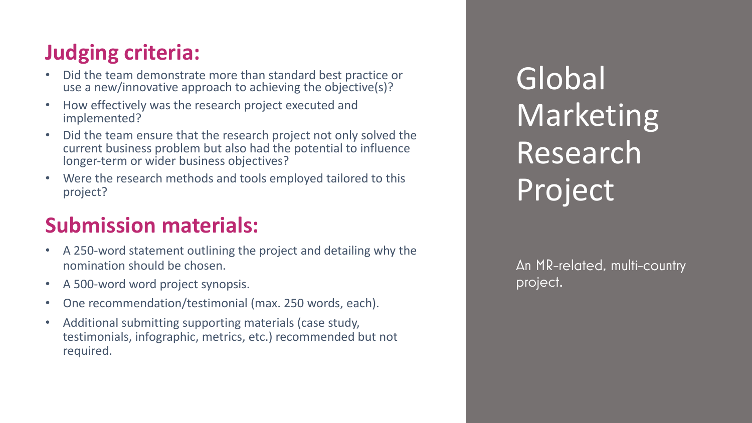# Global Marketing Research Project

An MR-related, multi-country project.

## Judging criteria:

- Did the team demonstrate more than standard best practice or use a new/innovative approach to achieving the objective(s)?
- How effectively was the research project executed and implemented?
- Did the team ensure that the research project not only solved the current business problem but also had the potential to influence longer-term or wider business objectives?
- Were the research methods and tools employed tailored to this project?

## Submission materials:

- A 250-word statement outlining the project and detailing why the nomination should be chosen.
- A 500-word word project synopsis.
- One recommendation/testimonial (max. 250 words, each).
- Additional submitting supporting materials (case study, testimonials, infographic, metrics, etc.) recommended but not required.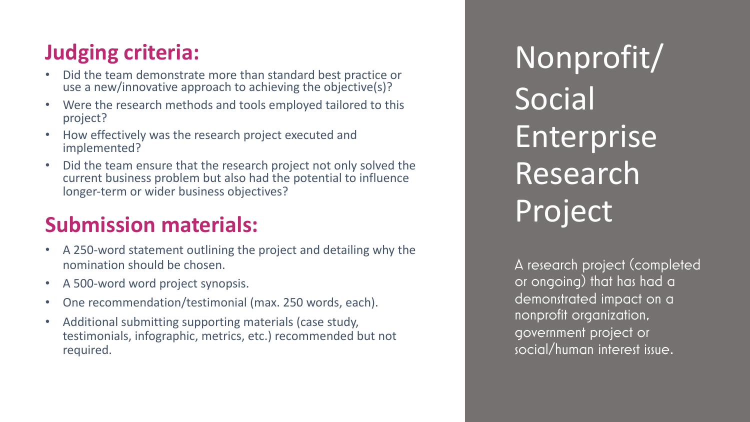# Nonprofit/ Social Enterprise Research Project

A research project (completed or ongoing) that has had a demonstrated impact on a nonprofit organization, government project or social/human interest issue.

## Judging criteria:

- Did the team demonstrate more than standard best practice or use a new/innovative approach to achieving the objective(s)?
- Were the research methods and tools employed tailored to this project?
- How effectively was the research project executed and implemented?
- Did the team ensure that the research project not only solved the current business problem but also had the potential to influence longer-term or wider business objectives?

## Submission materials:

- A 250-word statement outlining the project and detailing why the nomination should be chosen.
- A 500-word word project synopsis.
- One recommendation/testimonial (max. 250 words, each).
- Additional submitting supporting materials (case study, testimonials, infographic, metrics, etc.) recommended but not required.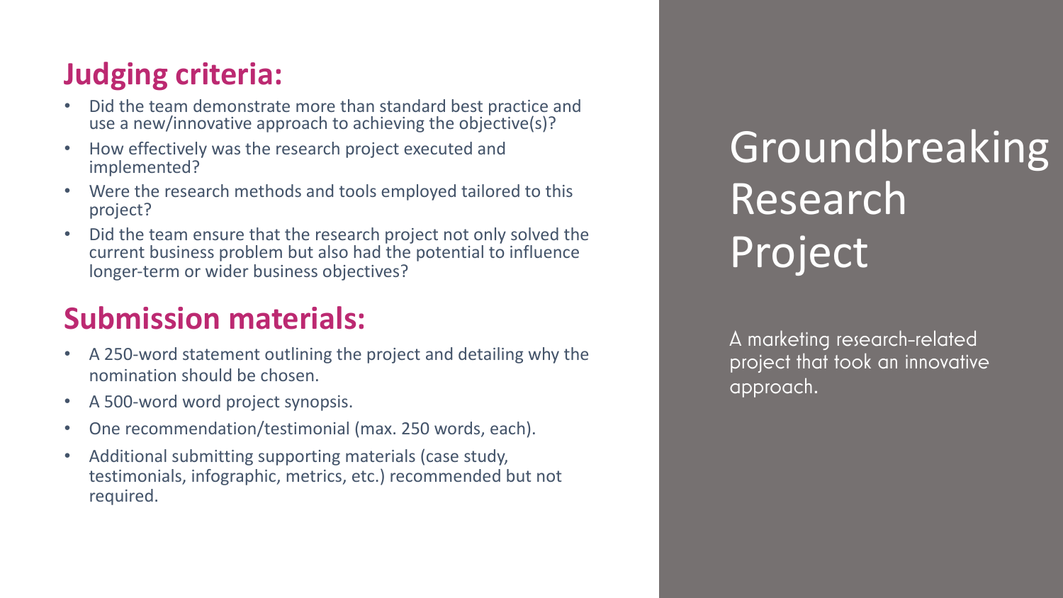# Groundbreaking Research Project

A marketing research-related project that took an innovative approach.

## Judging criteria:

- Did the team demonstrate more than standard best practice and use a new/innovative approach to achieving the objective(s)?
- How effectively was the research project executed and implemented?
- Were the research methods and tools employed tailored to this project?
- Did the team ensure that the research project not only solved the current business problem but also had the potential to influence longer-term or wider business objectives?

## Submission materials:

- A 250-word statement outlining the project and detailing why the nomination should be chosen.
- A 500-word word project synopsis.
- One recommendation/testimonial (max. 250 words, each).
- Additional submitting supporting materials (case study, testimonials, infographic, metrics, etc.) recommended but not required.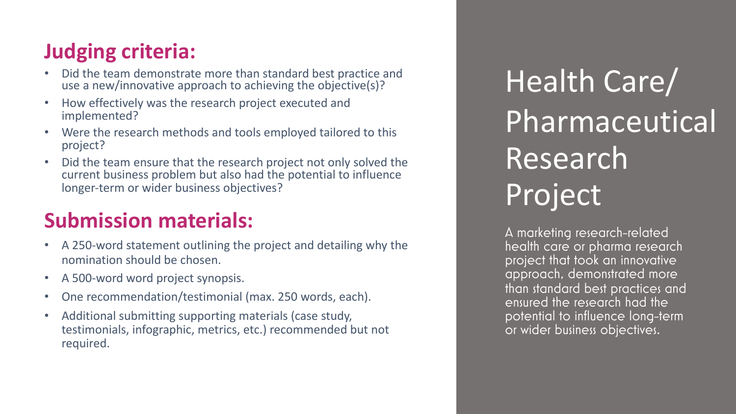# Health Care/ Pharmaceutical Research Project

A marketing research-related health care or pharma research project that took an innovative approach, demonstrated more than standard best practices and ensured the research had the potential to influence long-term or wider business objectives.

## Judging criteria:

- Did the team demonstrate more than standard best practice and use a new/innovative approach to achieving the objective(s)?
- How effectively was the research project executed and implemented?
- Were the research methods and tools employed tailored to this project?
- Did the team ensure that the research project not only solved the current business problem but also had the potential to influence longer-term or wider business objectives?

## Submission materials:

- A 250-word statement outlining the project and detailing why the nomination should be chosen.
- A 500-word word project synopsis.
- One recommendation/testimonial (max. 250 words, each).
- Additional submitting supporting materials (case study, testimonials, infographic, metrics, etc.) recommended but not required.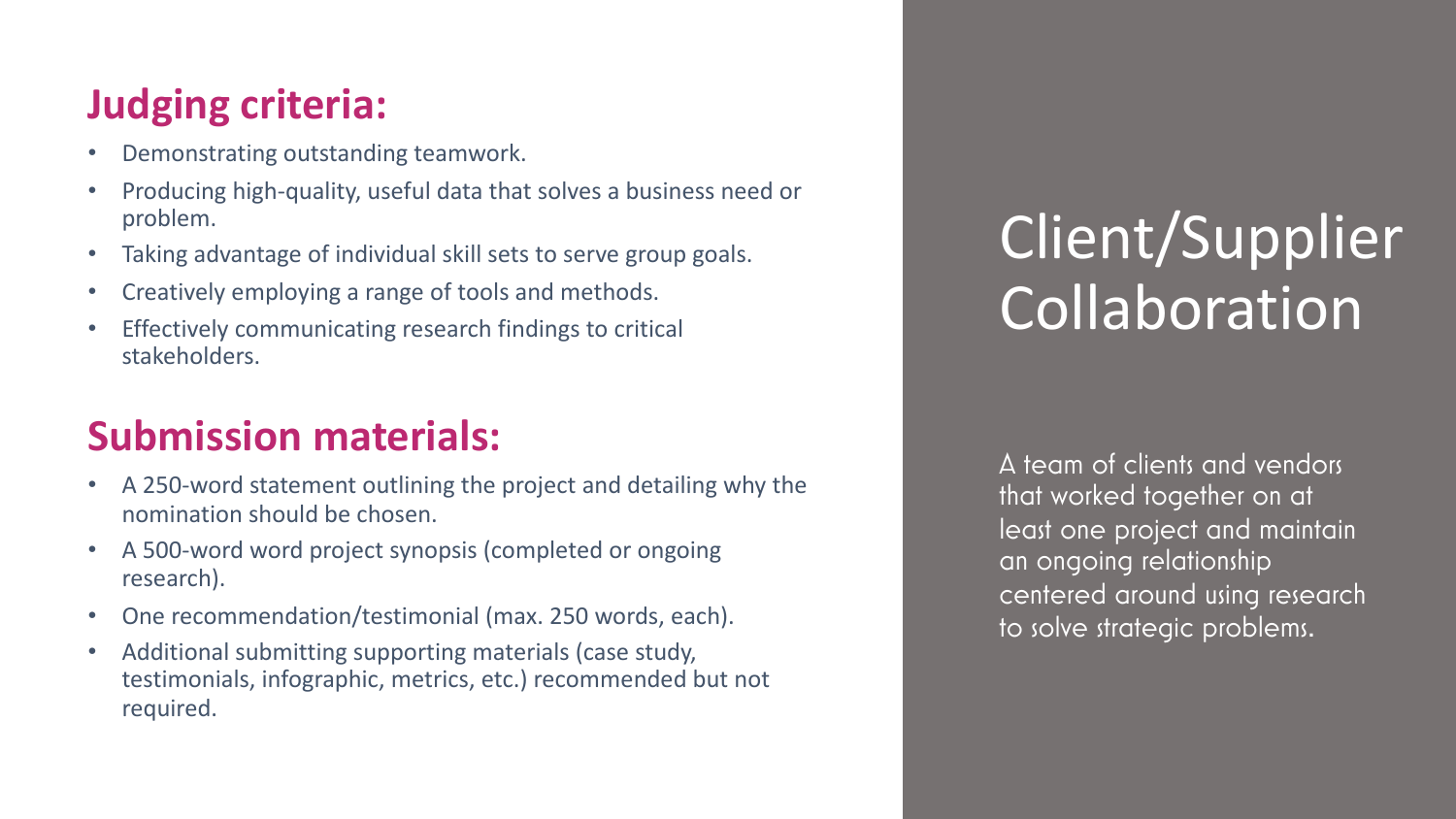# Client/Supplier Collaboration

A team of clients and vendors that worked together on at least one project and maintain an ongoing relationship centered around using research to solve strategic problems.

## Judging criteria:

- Demonstrating outstanding teamwork.
- Producing high-quality, useful data that solves a business need or problem.
- Taking advantage of individual skill sets to serve group goals.
- Creatively employing a range of tools and methods.
- Effectively communicating research findings to critical stakeholders.

## Submission materials:

- A 250-word statement outlining the project and detailing why the nomination should be chosen.
- A 500-word word project synopsis (completed or ongoing research).
- One recommendation/testimonial (max. 250 words, each).
- Additional submitting supporting materials (case study, testimonials, infographic, metrics, etc.) recommended but not required.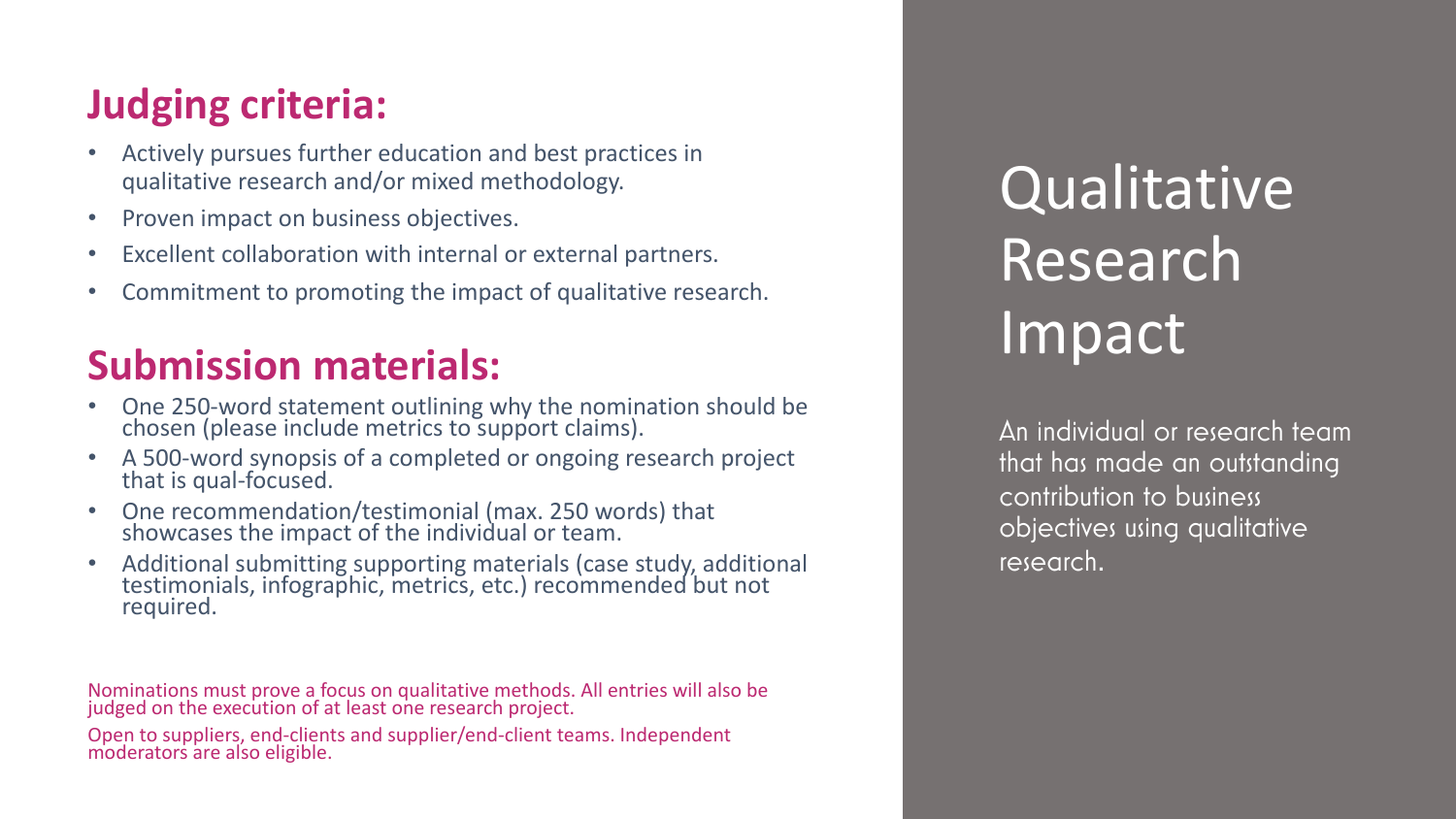# Qualitative Research Impact

An individual or research team that has made an outstanding contribution to business objectives using qualitative research.

## Judging criteria:

- Actively pursues further education and best practices in qualitative research and/or mixed methodology.
- Proven impact on business objectives.
- Excellent collaboration with internal or external partners.
- Commitment to promoting the impact of qualitative research.

## Submission materials:

- One 250-word statement outlining why the nomination should be chosen (please include metrics to support claims).
- A 500-word synopsis of a completed or ongoing research project that is qual-focused.
- One recommendation/testimonial (max. 250 words) that showcases the impact of the individual or team.
- Additional submitting supporting materials (case study, additional testimonials, infographic, metrics, etc.) recommended but not required.

Nominations must prove a focus on qualitative methods. All entries will also be judged on the execution of at least one research project.

Open to suppliers, end-clients and supplier/end-client teams. Independent moderators are also eligible.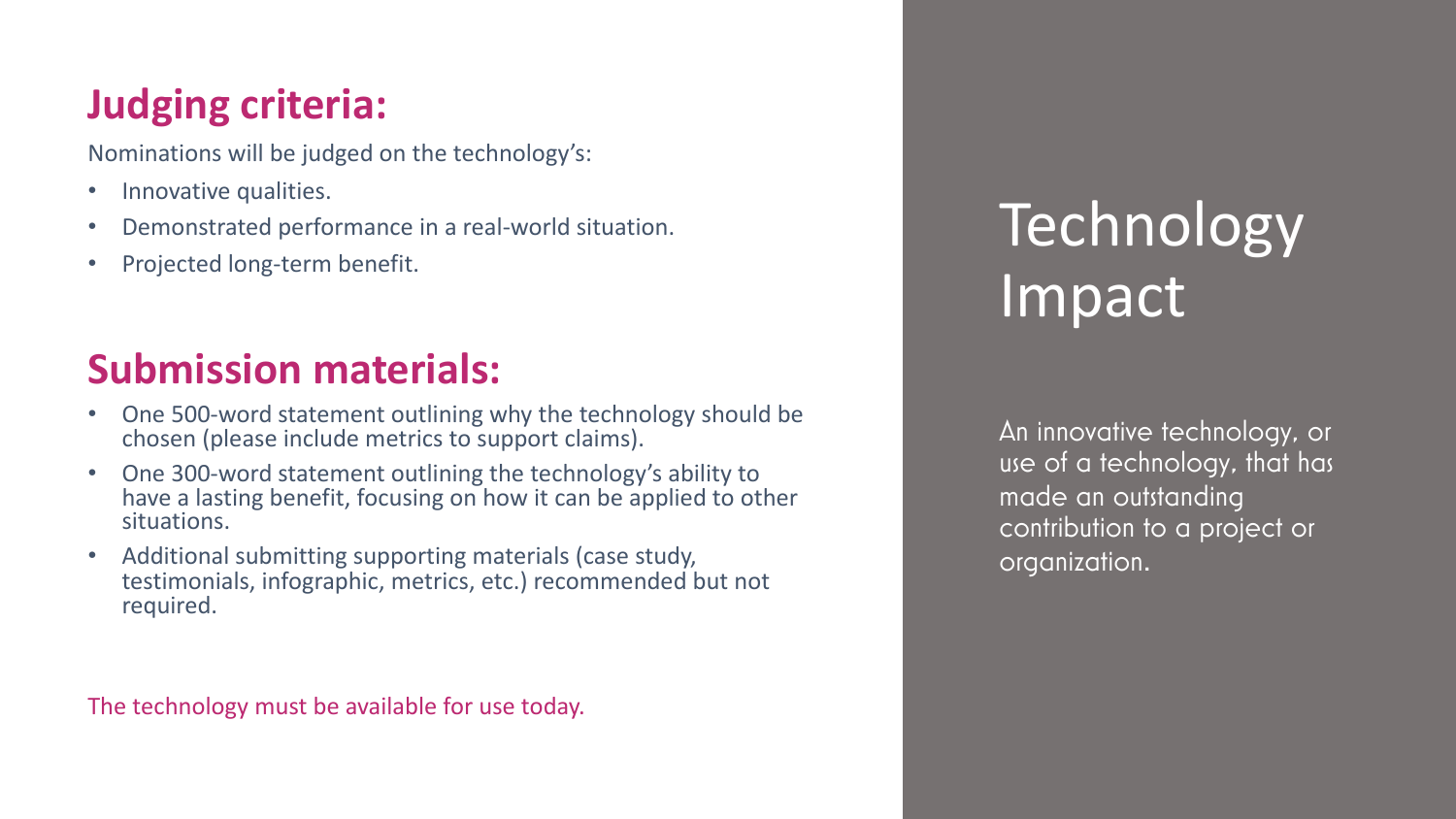# Technology Impact

An innovative technology, or use of a technology, that has made an outstanding contribution to a project or organization.

## Judging criteria:

Nominations will be judged on the technology's:

- Innovative qualities.
- Demonstrated performance in a real-world situation.
- Projected long-term benefit.

## Submission materials:

- One 500-word statement outlining why the technology should be chosen (please include metrics to support claims).
- One 300-word statement outlining the technology's ability to have a lasting benefit, focusing on how it can be applied to other situations.
- Additional submitting supporting materials (case study, testimonials, infographic, metrics, etc.) recommended but not required.

The technology must be available for use today.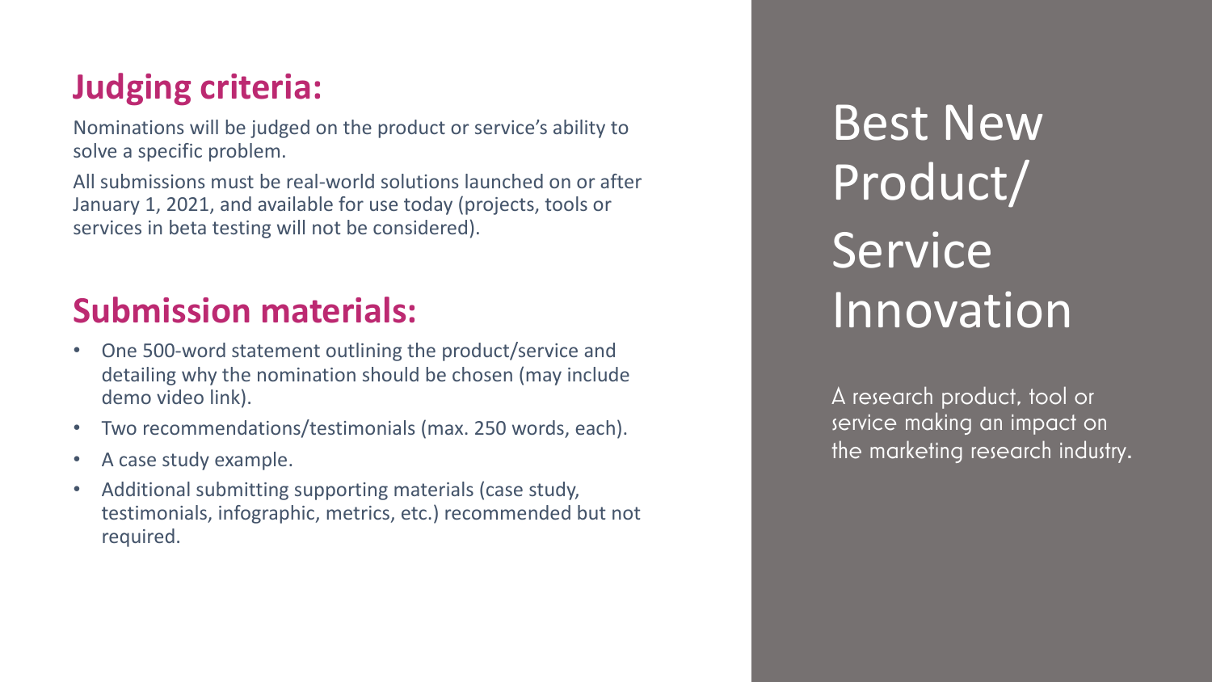# Best New Product/ Service Innovation

A research product, tool or service making an impact on the marketing research industry.

## Judging criteria:

Nominations will be judged on the product or service's ability to solve a specific problem.

All submissions must be real-world solutions launched on or after January 1, 2021, and available for use today (projects, tools or services in beta testing will not be considered).

## Submission materials:

- One 500-word statement outlining the product/service and detailing why the nomination should be chosen (may include demo video link).
- Two recommendations/testimonials (max. 250 words, each).
- A case study example.
- Additional submitting supporting materials (case study, testimonials, infographic, metrics, etc.) recommended but not required.